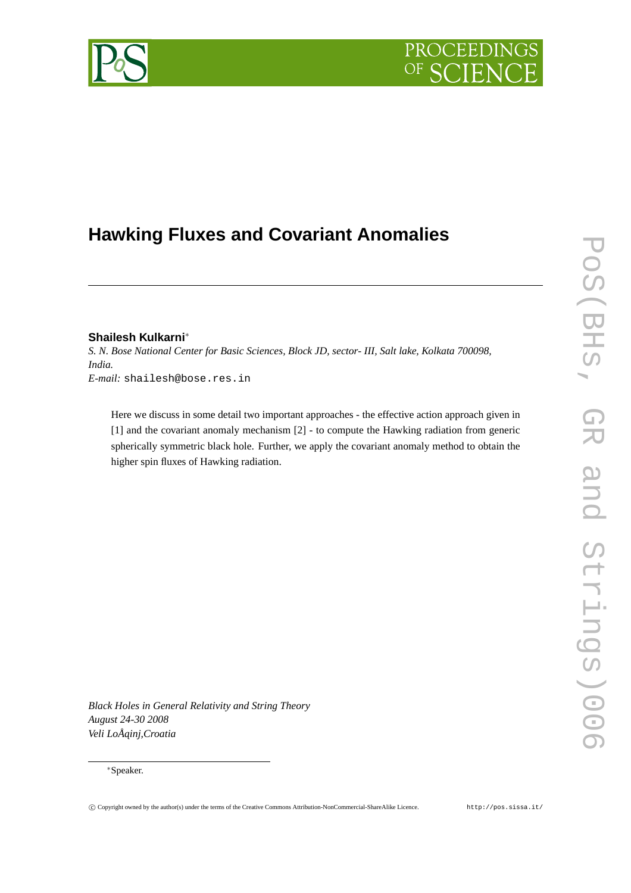# Hawking Fluxes and Covariant Anomalies

**Shailesh Kulkarni***

*S. N. Bose National Center for Basic Sciences, Block JD, sector- III, Salt lake, Kolkata 700098, India.*

*E-mail:* shailesh@bose.res.in

Here we discuss in some detail two important approaches - the effective action approach given in [1] and the covariant anomaly mechanism [2] - to compute the Hawking radiation from generic spherically symmetric black hole. Further, we apply the covariant anomaly method to obtain the higher spin fluxes of Hawking radiation.

*Black Holes in General Relativity and String Theory*
*August 24-30 2008*
*Veli LoÅqinj,Croatia*

*Speaker.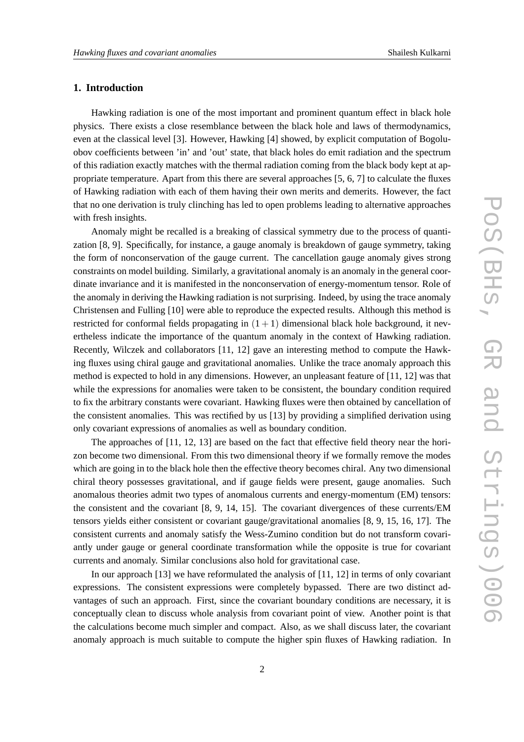## 1. Introduction

Hawking radiation is one of the most important and prominent quantum effect in black hole physics. There exists a close resemblance between the black hole and laws of thermodynamics, even at the classical level [3]. However, Hawking [4] showed, by explicit computation of Bogoluobov coefficients between 'in' and 'out' state, that black holes do emit radiation and the spectrum of this radiation exactly matches with the thermal radiation coming from the black body kept at appropriate temperature. Apart from this there are several approaches [5, 6, 7] to calculate the fluxes of Hawking radiation with each of them having their own merits and demerits. However, the fact that no one derivation is truly clinching has led to open problems leading to alternative approaches with fresh insights.

Anomaly might be recalled is a breaking of classical symmetry due to the process of quantization [8, 9]. Specifically, for instance, a gauge anomaly is breakdown of gauge symmetry, taking the form of nonconservation of the gauge current. The cancellation gauge anomaly gives strong constraints on model building. Similarly, a gravitational anomaly is an anomaly in the general coordinate invariance and it is manifested in the nonconservation of energy-momentum tensor. Role of the anomaly in deriving the Hawking radiation is not surprising. Indeed, by using the trace anomaly Christensen and Fulling [10] were able to reproduce the expected results. Although this method is restricted for conformal fields propagating in $(1+1)$ dimensional black hole background, it nevertheless indicate the importance of the quantum anomaly in the context of Hawking radiation. Recently, Wilczek and collaborators [11, 12] gave an interesting method to compute the Hawking fluxes using chiral gauge and gravitational anomalies. Unlike the trace anomaly approach this method is expected to hold in any dimensions. However, an unpleasant feature of [11, 12] was that while the expressions for anomalies were taken to be consistent, the boundary condition required to fix the arbitrary constants were covariant. Hawking fluxes were then obtained by cancellation of the consistent anomalies. This was rectified by us [13] by providing a simplified derivation using only covariant expressions of anomalies as well as boundary condition.

The approaches of [11, 12, 13] are based on the fact that effective field theory near the horizon become two dimensional. From this two dimensional theory if we formally remove the modes which are going in to the black hole then the effective theory becomes chiral. Any two dimensional chiral theory possesses gravitational, and if gauge fields were present, gauge anomalies. Such anomalous theories admit two types of anomalous currents and energy-momentum (EM) tensors: the consistent and the covariant [8, 9, 14, 15]. The covariant divergences of these currents/EM tensors yields either consistent or covariant gauge/gravitational anomalies [8, 9, 15, 16, 17]. The consistent currents and anomaly satisfy the Wess-Zumino condition but do not transform covariantly under gauge or general coordinate transformation while the opposite is true for covariant currents and anomaly. Similar conclusions also hold for gravitational case.

In our approach [13] we have reformulated the analysis of [11, 12] in terms of only covariant expressions. The consistent expressions were completely bypassed. There are two distinct advantages of such an approach. First, since the covariant boundary conditions are necessary, it is conceptually clean to discuss whole analysis from covariant point of view. Another point is that the calculations become much simpler and compact. Also, as we shall discuss later, the covariant anomaly approach is much suitable to compute the higher spin fluxes of Hawking radiation. In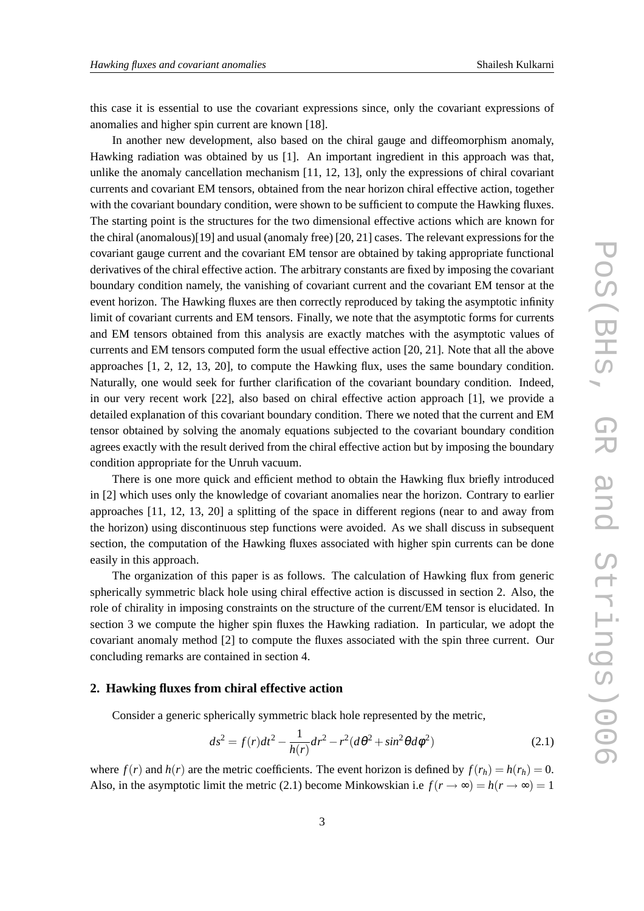this case it is essential to use the covariant expressions since, only the covariant expressions of anomalies and higher spin current are known [18].

In another new development, also based on the chiral gauge and diffeomorphism anomaly, Hawking radiation was obtained by us [1]. An important ingredient in this approach was that, unlike the anomaly cancellation mechanism [11, 12, 13], only the expressions of chiral covariant currents and covariant EM tensors, obtained from the near horizon chiral effective action, together with the covariant boundary condition, were shown to be sufficient to compute the Hawking fluxes. The starting point is the structures for the two dimensional effective actions which are known for the chiral (anomalous)[19] and usual (anomaly free) [20, 21] cases. The relevant expressions for the covariant gauge current and the covariant EM tensor are obtained by taking appropriate functional derivatives of the chiral effective action. The arbitrary constants are fixed by imposing the covariant boundary condition namely, the vanishing of covariant current and the covariant EM tensor at the event horizon. The Hawking fluxes are then correctly reproduced by taking the asymptotic infinity limit of covariant currents and EM tensors. Finally, we note that the asymptotic forms for currents and EM tensors obtained from this analysis are exactly matches with the asymptotic values of currents and EM tensors computed form the usual effective action [20, 21]. Note that all the above approaches [1, 2, 12, 13, 20], to compute the Hawking flux, uses the same boundary condition. Naturally, one would seek for further clarification of the covariant boundary condition. Indeed, in our very recent work [22], also based on chiral effective action approach [1], we provide a detailed explanation of this covariant boundary condition. There we noted that the current and EM tensor obtained by solving the anomaly equations subjected to the covariant boundary condition agrees exactly with the result derived from the chiral effective action but by imposing the boundary condition appropriate for the Unruh vacuum.

There is one more quick and efficient method to obtain the Hawking flux briefly introduced in [2] which uses only the knowledge of covariant anomalies near the horizon. Contrary to earlier approaches [11, 12, 13, 20] a splitting of the space in different regions (near to and away from the horizon) using discontinuous step functions were avoided. As we shall discuss in subsequent section, the computation of the Hawking fluxes associated with higher spin currents can be done easily in this approach.

The organization of this paper is as follows. The calculation of Hawking flux from generic spherically symmetric black hole using chiral effective action is discussed in section 2. Also, the role of chirality in imposing constraints on the structure of the current/EM tensor is elucidated. In section 3 we compute the higher spin fluxes the Hawking radiation. In particular, we adopt the covariant anomaly method [2] to compute the fluxes associated with the spin three current. Our concluding remarks are contained in section 4.

## 2. Hawking fluxes from chiral effective action

Consider a generic spherically symmetric black hole represented by the metric,

$$ds^2 = f(r)dt^2 - \frac{1}{h(r)}dr^2 - r^2(d\theta^2 + sin^2\theta d\phi^2) \tag{2.1}$$

where $f(r)$ and $h(r)$ are the metric coefficients. The event horizon is defined by $f(r_h) = h(r_h) = 0$. Also, in the asymptotic limit the metric (2.1) become Minkowskian i.e $f(r \to \infty) = h(r \to \infty) = 1$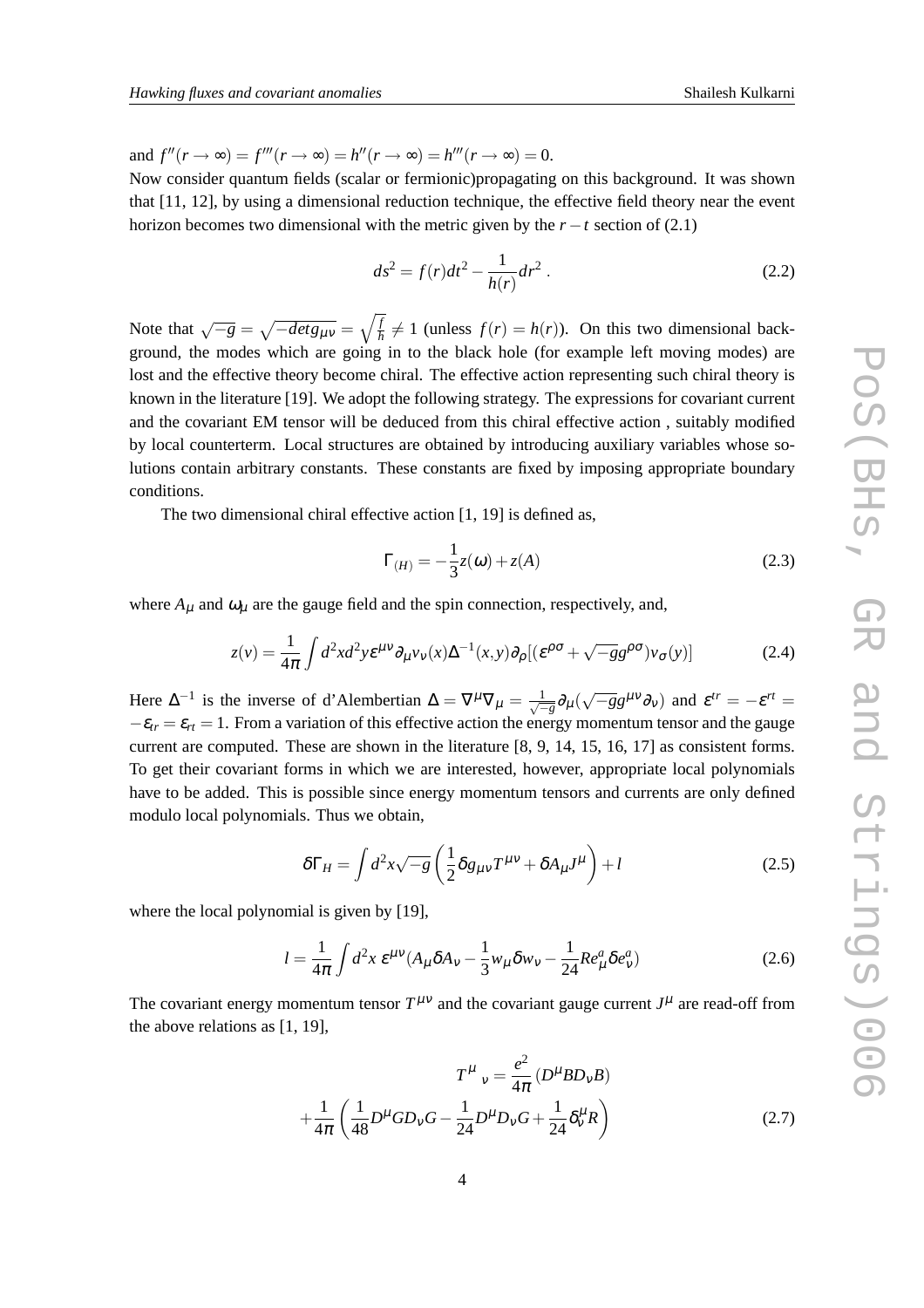and $f''(r\to\infty) = f'''(r\to\infty) = h''(r\to\infty) = h'''(r\to\infty) = 0$.

Now consider quantum fields (scalar or fermionic)propagating on this background. It was shown that [11, 12], by using a dimensional reduction technique, the effective field theory near the event horizon becomes two dimensional with the metric given by the $r-t$ section of (2.1)

$$ds^2 = f(r)dt^2 - \frac{1}{h(r)}dr^2 \,. \tag{2.2}$$

Note that $\sqrt{-g} = \sqrt{-det g_{\mu\nu}} = \sqrt{\frac{f}{h}} \neq 1$ (unless $f(r) = h(r)$). On this two dimensional background, the modes which are going in to the black hole (for example left moving modes) are lost and the effective theory become chiral. The effective action representing such chiral theory is known in the literature [19]. We adopt the following strategy. The expressions for covariant current and the covariant EM tensor will be deduced from this chiral effective action , suitably modified by local counterterm. Local structures are obtained by introducing auxiliary variables whose solutions contain arbitrary constants. These constants are fixed by imposing appropriate boundary conditions.

The two dimensional chiral effective action [1, 19] is defined as,

$$\Gamma_{(H)} = -\frac{1}{3}z(\omega) + z(A) \tag{2.3}$$

where $A_\mu$ and $\omega_\mu$ are the gauge field and the spin connection, respectively, and,

$$z(v) = \frac{1}{4\pi}\int d^2x d^2y \varepsilon^{\mu\nu}\partial_\mu v_\nu(x)\Delta^{-1}(x,y)\partial_\rho[(\varepsilon^{\rho\sigma} + \sqrt{-g}g^{\rho\sigma})v_\sigma(y)] \tag{2.4}$$

Here $\Delta^{-1}$ is the inverse of d'Alembertian $\Delta = \nabla^\mu\nabla_\mu = \frac{1}{\sqrt{-g}}\partial_\mu(\sqrt{-g}g^{\mu\nu}\partial_\nu)$ and $\varepsilon^{tr} = -\varepsilon^{rt} = -\varepsilon_{tr} = \varepsilon_{rt} = 1$. From a variation of this effective action the energy momentum tensor and the gauge current are computed. These are shown in the literature [8, 9, 14, 15, 16, 17] as consistent forms. To get their covariant forms in which we are interested, however, appropriate local polynomials have to be added. This is possible since energy momentum tensors and currents are only defined modulo local polynomials. Thus we obtain,

$$\delta\Gamma_H = \int d^2x\sqrt{-g}\left(\frac{1}{2}\delta g_{\mu\nu}T^{\mu\nu} + \delta A_\mu J^\mu\right) + l \tag{2.5}$$

where the local polynomial is given by [19],

$$l = \frac{1}{4\pi}\int d^2x \; \varepsilon^{\mu\nu}(A_\mu\delta A_\nu - \frac{1}{3}w_\mu\delta w_\nu - \frac{1}{24}Re^a_\mu\delta e^a_\nu) \tag{2.6}$$

The covariant energy momentum tensor $T^{\mu\nu}$ and the covariant gauge current $J^\mu$ are read-off from the above relations as [1, 19],

$$T^\mu{}_\nu = \frac{e^2}{4\pi}(D^\mu B D_\nu B) + \frac{1}{4\pi}\left(\frac{1}{48}D^\mu G D_\nu G - \frac{1}{24}D^\mu D_\nu G + \frac{1}{24}\delta^\mu_\nu R\right) \tag{2.7}$$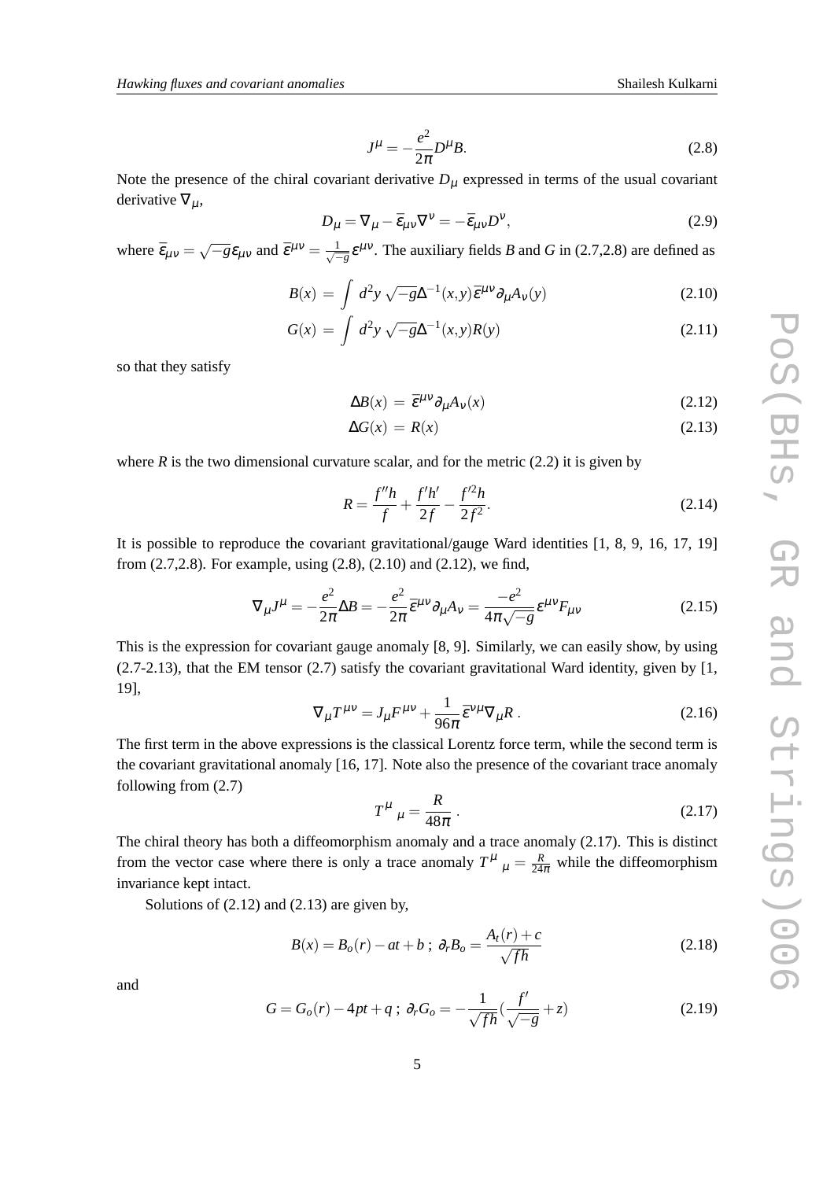$$J^{\mu} = -\frac{e^2}{2\pi} D^{\mu} B. \tag{2.8}$$

Note the presence of the chiral covariant derivative $D_{\mu}$ expressed in terms of the usual covariant derivative $\nabla_{\mu}$,

$$D_{\mu} = \nabla_{\mu} - \bar{\varepsilon}_{\mu\nu} \nabla^{\nu} = -\bar{\varepsilon}_{\mu\nu} D^{\nu}, \tag{2.9}$$

where $\bar{\varepsilon}_{\mu\nu} = \sqrt{-g}\varepsilon_{\mu\nu}$ and $\bar{\varepsilon}^{\mu\nu} = \frac{1}{\sqrt{-g}}\varepsilon^{\mu\nu}$. The auxiliary fields $B$ and $G$ in (2.7,2.8) are defined as

$$B(x) = \int d^2y \, \sqrt{-g} \Delta^{-1}(x,y) \bar{\varepsilon}^{\mu\nu} \partial_{\mu} A_{\nu}(y) \tag{2.10}$$

$$G(x) = \int d^2y \, \sqrt{-g} \Delta^{-1}(x,y) R(y) \tag{2.11}$$

so that they satisfy

$$\Delta B(x) = \bar{\varepsilon}^{\mu\nu} \partial_{\mu} A_{\nu}(x) \tag{2.12}$$

$$\Delta G(x) = R(x) \tag{2.13}$$

where $R$ is the two dimensional curvature scalar, and for the metric (2.2) it is given by

$$R = \frac{f''h}{f} + \frac{f'h'}{2f} - \frac{f'^2 h}{2f^2}. \tag{2.14}$$

It is possible to reproduce the covariant gravitational/gauge Ward identities [1, 8, 9, 16, 17, 19] from (2.7,2.8). For example, using (2.8), (2.10) and (2.12), we find,

$$\nabla_{\mu} J^{\mu} = -\frac{e^2}{2\pi} \Delta B = -\frac{e^2}{2\pi} \bar{\varepsilon}^{\mu\nu} \partial_{\mu} A_{\nu} = \frac{-e^2}{4\pi\sqrt{-g}} \varepsilon^{\mu\nu} F_{\mu\nu} \tag{2.15}$$

This is the expression for covariant gauge anomaly [8, 9]. Similarly, we can easily show, by using (2.7-2.13), that the EM tensor (2.7) satisfy the covariant gravitational Ward identity, given by [1, 19],

$$\nabla_{\mu} T^{\mu\nu} = J_{\mu} F^{\mu\nu} + \frac{1}{96\pi} \bar{\varepsilon}^{\nu\mu} \nabla_{\mu} R \, . \tag{2.16}$$

The first term in the above expressions is the classical Lorentz force term, while the second term is the covariant gravitational anomaly [16, 17]. Note also the presence of the covariant trace anomaly following from (2.7)

$$T^{\mu}{}_{\mu} = \frac{R}{48\pi} \, . \tag{2.17}$$

The chiral theory has both a diffeomorphism anomaly and a trace anomaly (2.17). This is distinct from the vector case where there is only a trace anomaly $T^{\mu}{}_{\mu} = \frac{R}{24\pi}$ while the diffeomorphism invariance kept intact.

Solutions of (2.12) and (2.13) are given by,

$$B(x) = B_o(r) - at + b \; ; \; \partial_r B_o = \frac{A_t(r) + c}{\sqrt{fh}} \tag{2.18}$$

and

$$G = G_o(r) - 4pt + q \; ; \; \partial_r G_o = -\frac{1}{\sqrt{fh}} \left( \frac{f'}{\sqrt{-g}} + z \right) \tag{2.19}$$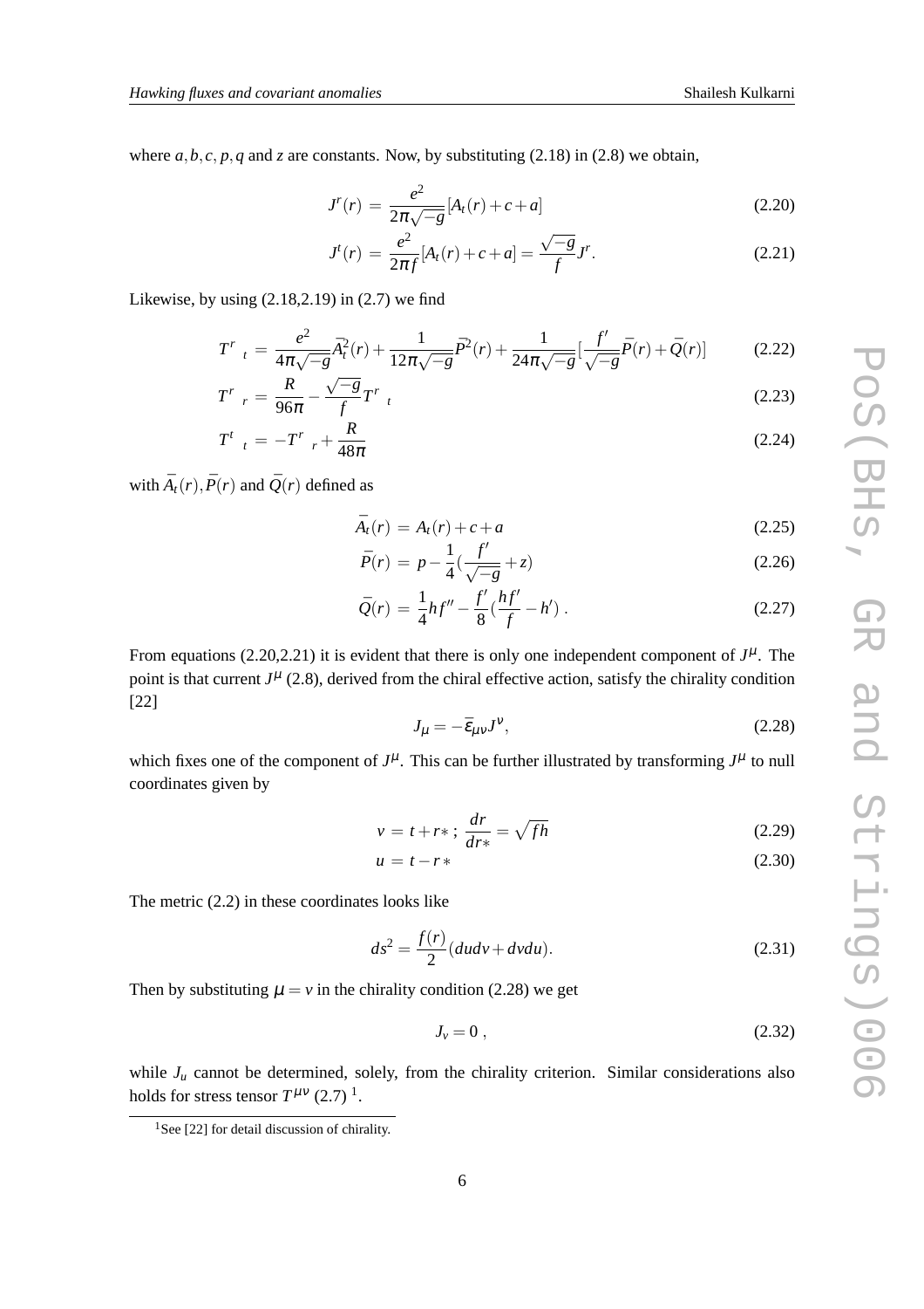where $a, b, c, p, q$ and $z$ are constants. Now, by substituting (2.18) in (2.8) we obtain,

$$J^r(r) = \frac{e^2}{2\pi\sqrt{-g}}[A_t(r) + c + a] \tag{2.20}$$

$$J^t(r) = \frac{e^2}{2\pi f}[A_t(r) + c + a] = \frac{\sqrt{-g}}{f}J^r. \tag{2.21}$$

Likewise, by using (2.18,2.19) in (2.7) we find

$$T^r{}_t = \frac{e^2}{4\pi\sqrt{-g}}\bar{A}_t^2(r) + \frac{1}{12\pi\sqrt{-g}}\bar{P}^2(r) + \frac{1}{24\pi\sqrt{-g}}[\frac{f'}{\sqrt{-g}}\bar{P}(r) + \bar{Q}(r)] \tag{2.22}$$

$$T^r{}_r = \frac{R}{96\pi} - \frac{\sqrt{-g}}{f}T^r{}_t \tag{2.23}$$

$$T^t{}_t = -T^r{}_r + \frac{R}{48\pi} \tag{2.24}$$

with $\bar{A}_t(r), \bar{P}(r)$ and $\bar{Q}(r)$ defined as

$$\bar{A}_t(r) = A_t(r) + c + a \tag{2.25}$$

$$\bar{P}(r) = p - \frac{1}{4}(\frac{f'}{\sqrt{-g}} + z) \tag{2.26}$$

$$\bar{Q}(r) = \frac{1}{4}hf'' - \frac{f'}{8}(\frac{hf'}{f} - h') \, . \tag{2.27}$$

From equations (2.20,2.21) it is evident that there is only one independent component of $J^\mu$. The point is that current $J^\mu$ (2.8), derived from the chiral effective action, satisfy the chirality condition [22]

$$J_\mu = -\bar{\varepsilon}_{\mu\nu}J^\nu, \tag{2.28}$$

which fixes one of the component of $J^\mu$. This can be further illustrated by transforming $J^\mu$ to null coordinates given by

$$v = t + r* \, ; \, \frac{dr}{dr*} = \sqrt{fh} \tag{2.29}$$

$$u = t - r* \tag{2.30}$$

The metric (2.2) in these coordinates looks like

$$ds^2 = \frac{f(r)}{2}(dudv + dvdu). \tag{2.31}$$

Then by substituting $\mu = v$ in the chirality condition (2.28) we get

$$J_v = 0 \, , \tag{2.32}$$

while $J_u$ cannot be determined, solely, from the chirality criterion. Similar considerations also holds for stress tensor $T^{\mu\nu}$ (2.7) [1].

[1] See [22] for detail discussion of chirality.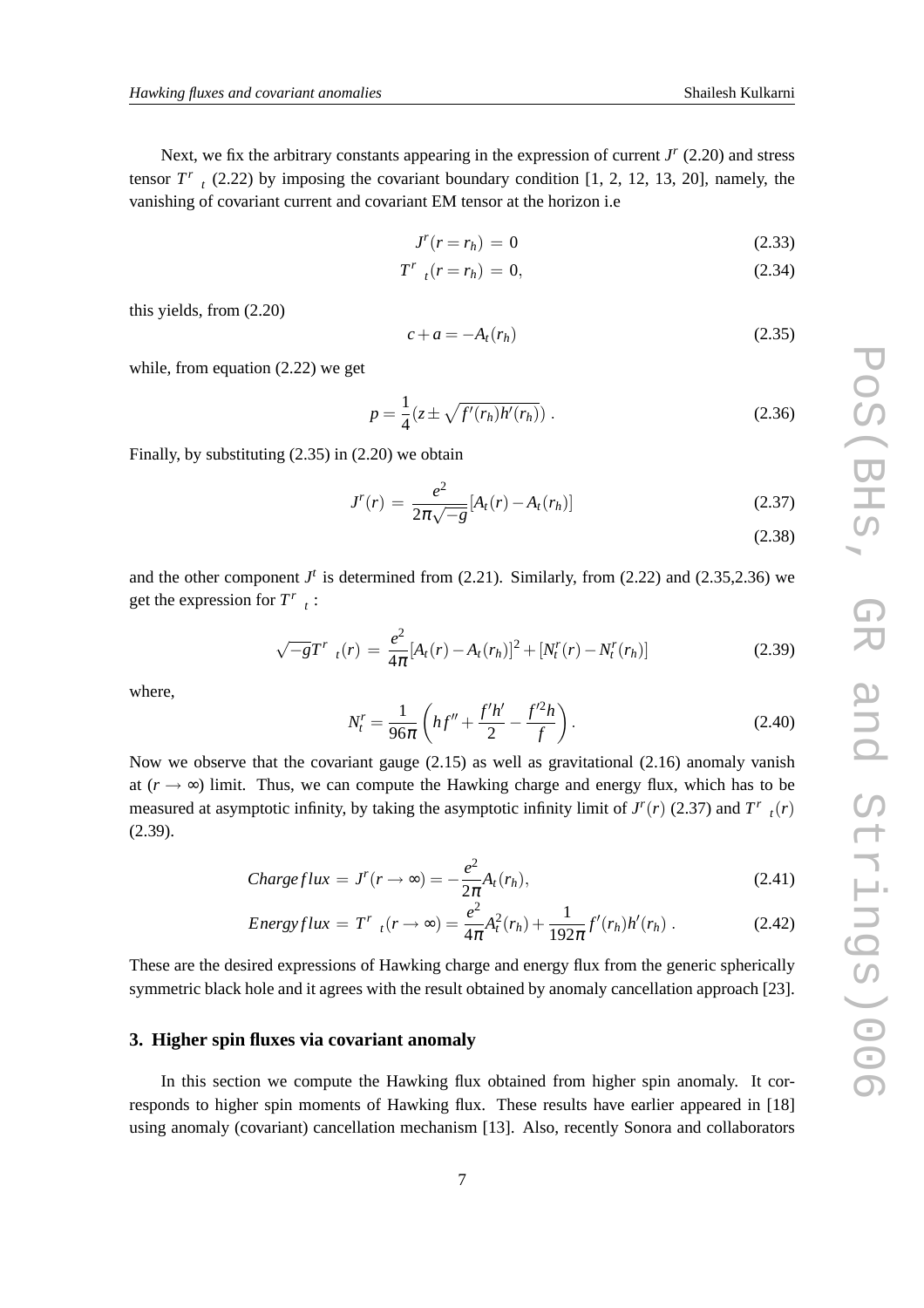Next, we fix the arbitrary constants appearing in the expression of current $J^r$ (2.20) and stress tensor $T^r{}_t$ (2.22) by imposing the covariant boundary condition [1, 2, 12, 13, 20], namely, the vanishing of covariant current and covariant EM tensor at the horizon i.e

$$J^r(r = r_h) = 0 \tag{2.33}$$

$$T^r{}_t(r = r_h) = 0, \tag{2.34}$$

this yields, from (2.20)

$$c + a = -A_t(r_h) \tag{2.35}$$

while, from equation (2.22) we get

$$p = \frac{1}{4}(z \pm \sqrt{f'(r_h)h'(r_h)}) \,. \tag{2.36}$$

Finally, by substituting (2.35) in (2.20) we obtain

$$J^r(r) = \frac{e^2}{2\pi\sqrt{-g}}[A_t(r) - A_t(r_h)] \tag{2.37}$$

$$\tag{2.38}$$

and the other component $J^t$ is determined from (2.21). Similarly, from (2.22) and (2.35,2.36) we get the expression for $T^r{}_t$ :

$$\sqrt{-g}T^r{}_t(r) = \frac{e^2}{4\pi}[A_t(r) - A_t(r_h)]^2 + [N^r_t(r) - N^r_t(r_h)] \tag{2.39}$$

where,

$$N^r_t = \frac{1}{96\pi}\left(hf'' + \frac{f'h'}{2} - \frac{f'^2h}{f}\right). \tag{2.40}$$

Now we observe that the covariant gauge (2.15) as well as gravitational (2.16) anomaly vanish at ($r \to \infty$) limit. Thus, we can compute the Hawking charge and energy flux, which has to be measured at asymptotic infinity, by taking the asymptotic infinity limit of $J^r(r)$ (2.37) and $T^r{}_t(r)$ (2.39).

$$Charge\,flux = J^r(r \to \infty) = -\frac{e^2}{2\pi}A_t(r_h), \tag{2.41}$$

$$Energy\,flux = T^r{}_t(r \to \infty) = \frac{e^2}{4\pi}A_t^2(r_h) + \frac{1}{192\pi}f'(r_h)h'(r_h) \,. \tag{2.42}$$

These are the desired expressions of Hawking charge and energy flux from the generic spherically symmetric black hole and it agrees with the result obtained by anomaly cancellation approach [23].

## 3. Higher spin fluxes via covariant anomaly

In this section we compute the Hawking flux obtained from higher spin anomaly. It corresponds to higher spin moments of Hawking flux. These results have earlier appeared in [18] using anomaly (covariant) cancellation mechanism [13]. Also, recently Sonora and collaborators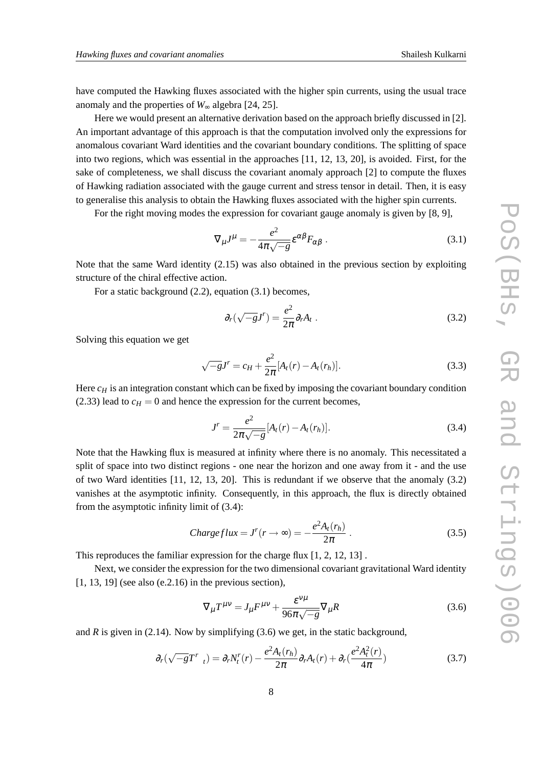have computed the Hawking fluxes associated with the higher spin currents, using the usual trace anomaly and the properties of $W_\infty$ algebra [24, 25].

Here we would present an alternative derivation based on the approach briefly discussed in [2]. An important advantage of this approach is that the computation involved only the expressions for anomalous covariant Ward identities and the covariant boundary conditions. The splitting of space into two regions, which was essential in the approaches [11, 12, 13, 20], is avoided. First, for the sake of completeness, we shall discuss the covariant anomaly approach [2] to compute the fluxes of Hawking radiation associated with the gauge current and stress tensor in detail. Then, it is easy to generalise this analysis to obtain the Hawking fluxes associated with the higher spin currents.

For the right moving modes the expression for covariant gauge anomaly is given by [8, 9],

$$\nabla_\mu J^\mu = -\frac{e^2}{4\pi\sqrt{-g}}\epsilon^{\alpha\beta}F_{\alpha\beta} \ . \tag{3.1}$$

Note that the same Ward identity (2.15) was also obtained in the previous section by exploiting structure of the chiral effective action.

For a static background (2.2), equation (3.1) becomes,

$$\partial_r(\sqrt{-g}J^r) = \frac{e^2}{2\pi}\partial_r A_t \ . \tag{3.2}$$

Solving this equation we get

$$\sqrt{-g}J^r = c_H + \frac{e^2}{2\pi}[A_t(r) - A_t(r_h)]. \tag{3.3}$$

Here $c_H$ is an integration constant which can be fixed by imposing the covariant boundary condition (2.33) lead to $c_H = 0$ and hence the expression for the current becomes,

$$J^r = \frac{e^2}{2\pi\sqrt{-g}}[A_t(r) - A_t(r_h)]. \tag{3.4}$$

Note that the Hawking flux is measured at infinity where there is no anomaly. This necessitated a split of space into two distinct regions - one near the horizon and one away from it - and the use of two Ward identities [11, 12, 13, 20]. This is redundant if we observe that the anomaly (3.2) vanishes at the asymptotic infinity. Consequently, in this approach, the flux is directly obtained from the asymptotic infinity limit of (3.4):

$$Charge\,flux = J^r(r\to\infty) = -\frac{e^2 A_t(r_h)}{2\pi} \ . \tag{3.5}$$

This reproduces the familiar expression for the charge flux [1, 2, 12, 13] .

Next, we consider the expression for the two dimensional covariant gravitational Ward identity [1, 13, 19] (see also (e.2.16) in the previous section),

$$\nabla_\mu T^{\mu\nu} = J_\mu F^{\mu\nu} + \frac{\epsilon^{\nu\mu}}{96\pi\sqrt{-g}}\nabla_\mu R \tag{3.6}$$

and $R$ is given in (2.14). Now by simplifying (3.6) we get, in the static background,

$$\partial_r(\sqrt{-g}T^r{}_t) = \partial_r N_t^r(r) - \frac{e^2 A_t(r_h)}{2\pi}\partial_r A_t(r) + \partial_r\left(\frac{e^2 A_t^2(r)}{4\pi}\right) \tag{3.7}$$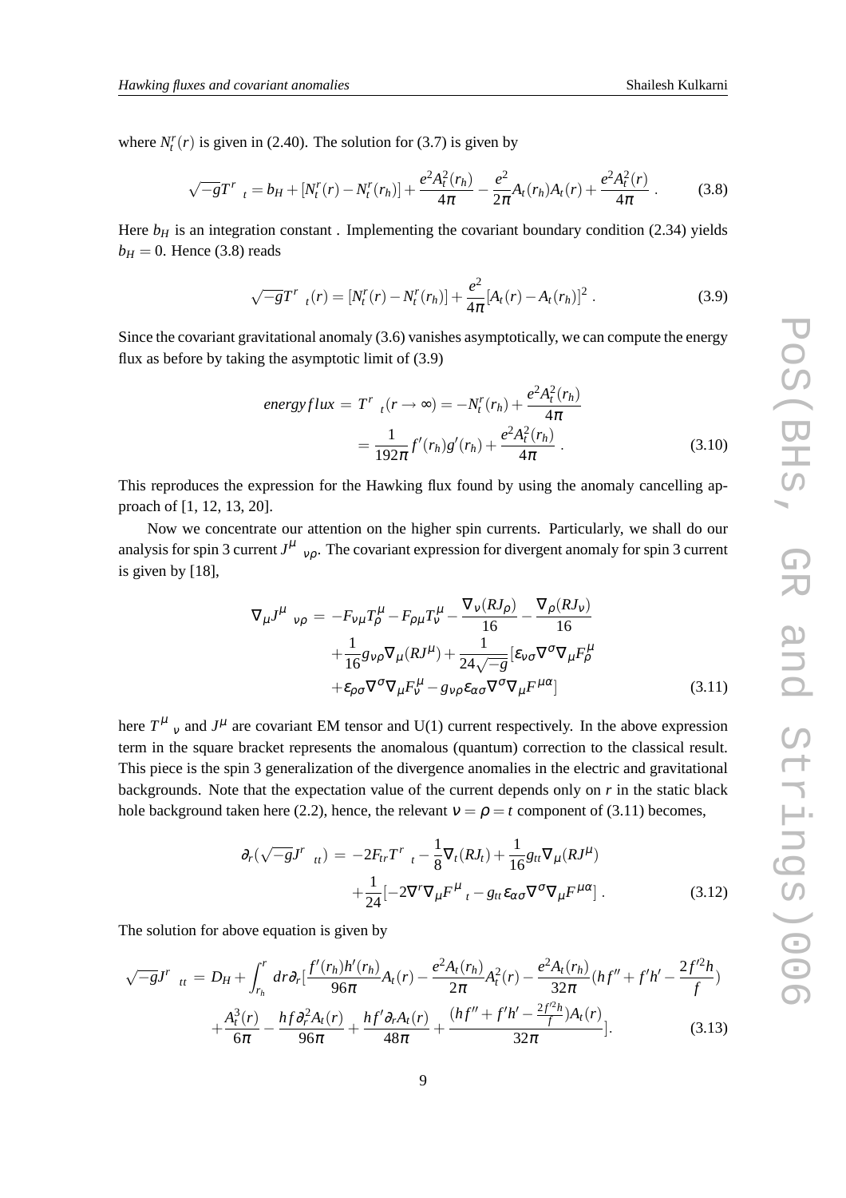where $N^r_t(r)$ is given in (2.40). The solution for (3.7) is given by

$$\sqrt{-g}T^r{}_t = b_H + [N^r_t(r) - N^r_t(r_h)] + \frac{e^2 A_t^2(r_h)}{4\pi} - \frac{e^2}{2\pi} A_t(r_h) A_t(r) + \frac{e^2 A_t^2(r)}{4\pi} . \tag{3.8}$$

Here $b_H$ is an integration constant . Implementing the covariant boundary condition (2.34) yields $b_H = 0$. Hence (3.8) reads

$$\sqrt{-g}T^r{}_t(r) = [N^r_t(r) - N^r_t(r_h)] + \frac{e^2}{4\pi}[A_t(r) - A_t(r_h)]^2 . \tag{3.9}$$

Since the covariant gravitational anomaly (3.6) vanishes asymptotically, we can compute the energy flux as before by taking the asymptotic limit of (3.9)

$$\begin{aligned} energy\,flux &= T^r{}_t(r \to \infty) = -N^r_t(r_h) + \frac{e^2 A_t^2(r_h)}{4\pi} \\ &= \frac{1}{192\pi} f'(r_h) g'(r_h) + \frac{e^2 A_t^2(r_h)}{4\pi} . \end{aligned} \tag{3.10}$$

This reproduces the expression for the Hawking flux found by using the anomaly cancelling approach of [1, 12, 13, 20].

Now we concentrate our attention on the higher spin currents. Particularly, we shall do our analysis for spin 3 current $J^\mu{}_{\nu\rho}$. The covariant expression for divergent anomaly for spin 3 current is given by [18],

$$\begin{aligned} \nabla_\mu J^\mu{}_{\nu\rho} &= -F_{\nu\mu} T^\mu_\rho - F_{\rho\mu} T^\mu_\nu - \frac{\nabla_\nu (R J_\rho)}{16} - \frac{\nabla_\rho (R J_\nu)}{16} \\ &\quad + \frac{1}{16} g_{\nu\rho} \nabla_\mu (R J^\mu) + \frac{1}{24\sqrt{-g}} [\varepsilon_{\nu\sigma} \nabla^\sigma \nabla_\mu F^\mu_\rho \\ &\quad + \varepsilon_{\rho\sigma} \nabla^\sigma \nabla_\mu F^\mu_\nu - g_{\nu\rho} \varepsilon_{\alpha\sigma} \nabla^\sigma \nabla_\mu F^{\mu\alpha}] \end{aligned} \tag{3.11}$$

here $T^\mu{}_\nu$ and $J^\mu$ are covariant EM tensor and U(1) current respectively. In the above expression term in the square bracket represents the anomalous (quantum) correction to the classical result. This piece is the spin 3 generalization of the divergence anomalies in the electric and gravitational backgrounds. Note that the expectation value of the current depends only on $r$ in the static black hole background taken here (2.2), hence, the relevant $\nu = \rho = t$ component of (3.11) becomes,

$$\begin{aligned} \partial_r(\sqrt{-g} J^r{}_{tt}) &= -2F_{tr} T^r{}_t - \frac{1}{8} \nabla_t (R J_t) + \frac{1}{16} g_{tt} \nabla_\mu (R J^\mu) \\ &\quad + \frac{1}{24}[-2\nabla^r \nabla_\mu F^\mu{}_t - g_{tt} \varepsilon_{\alpha\sigma} \nabla^\sigma \nabla_\mu F^{\mu\alpha}] . \end{aligned} \tag{3.12}$$

The solution for above equation is given by

$$\begin{aligned} \sqrt{-g} J^r{}_{tt} &= D_H + \int_{r_h}^r dr \partial_r \Big[ \frac{f'(r_h) h'(r_h)}{96\pi} A_t(r) - \frac{e^2 A_t(r_h)}{2\pi} A_t^2(r) - \frac{e^2 A_t(r_h)}{32\pi} (h f'' + f' h' - \frac{2 f'^2 h}{f}) \\ &\quad + \frac{A_t^3(r)}{6\pi} - \frac{h f \partial_r^2 A_t(r)}{96\pi} + \frac{h f' \partial_r A_t(r)}{48\pi} + \frac{(h f'' + f' h' - \frac{2 f'^2 h}{f}) A_t(r)}{32\pi} \Big]. \end{aligned} \tag{3.13}$$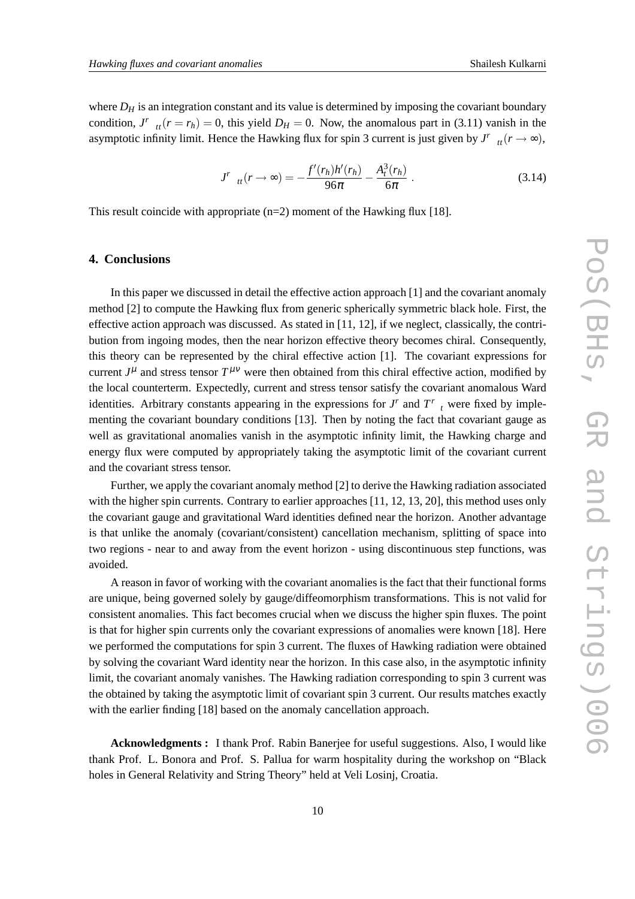where $D_H$ is an integration constant and its value is determined by imposing the covariant boundary condition, $J^r{}_{tt}(r = r_h) = 0$, this yield $D_H = 0$. Now, the anomalous part in (3.11) vanish in the asymptotic infinity limit. Hence the Hawking flux for spin 3 current is just given by $J^r{}_{tt}(r \to \infty)$,

$$J^r{}_{tt}(r \to \infty) = -\frac{f'(r_h)h'(r_h)}{96\pi} - \frac{A_t^3(r_h)}{6\pi} \ . \tag{3.14}$$

This result coincide with appropriate (n=2) moment of the Hawking flux [18].

## 4. Conclusions

In this paper we discussed in detail the effective action approach [1] and the covariant anomaly method [2] to compute the Hawking flux from generic spherically symmetric black hole. First, the effective action approach was discussed. As stated in [11, 12], if we neglect, classically, the contribution from ingoing modes, then the near horizon effective theory becomes chiral. Consequently, this theory can be represented by the chiral effective action [1]. The covariant expressions for current $J^\mu$ and stress tensor $T^{\mu\nu}$ were then obtained from this chiral effective action, modified by the local counterterm. Expectedly, current and stress tensor satisfy the covariant anomalous Ward identities. Arbitrary constants appearing in the expressions for $J^r$ and $T^r{}_t$ were fixed by implementing the covariant boundary conditions [13]. Then by noting the fact that covariant gauge as well as gravitational anomalies vanish in the asymptotic infinity limit, the Hawking charge and energy flux were computed by appropriately taking the asymptotic limit of the covariant current and the covariant stress tensor.

Further, we apply the covariant anomaly method [2] to derive the Hawking radiation associated with the higher spin currents. Contrary to earlier approaches [11, 12, 13, 20], this method uses only the covariant gauge and gravitational Ward identities defined near the horizon. Another advantage is that unlike the anomaly (covariant/consistent) cancellation mechanism, splitting of space into two regions - near to and away from the event horizon - using discontinuous step functions, was avoided.

A reason in favor of working with the covariant anomalies is the fact that their functional forms are unique, being governed solely by gauge/diffeomorphism transformations. This is not valid for consistent anomalies. This fact becomes crucial when we discuss the higher spin fluxes. The point is that for higher spin currents only the covariant expressions of anomalies were known [18]. Here we performed the computations for spin 3 current. The fluxes of Hawking radiation were obtained by solving the covariant Ward identity near the horizon. In this case also, in the asymptotic infinity limit, the covariant anomaly vanishes. The Hawking radiation corresponding to spin 3 current was the obtained by taking the asymptotic limit of covariant spin 3 current. Our results matches exactly with the earlier finding [18] based on the anomaly cancellation approach.

**Acknowledgments :** I thank Prof. Rabin Banerjee for useful suggestions. Also, I would like thank Prof. L. Bonora and Prof. S. Pallua for warm hospitality during the workshop on "Black holes in General Relativity and String Theory" held at Veli Losinj, Croatia.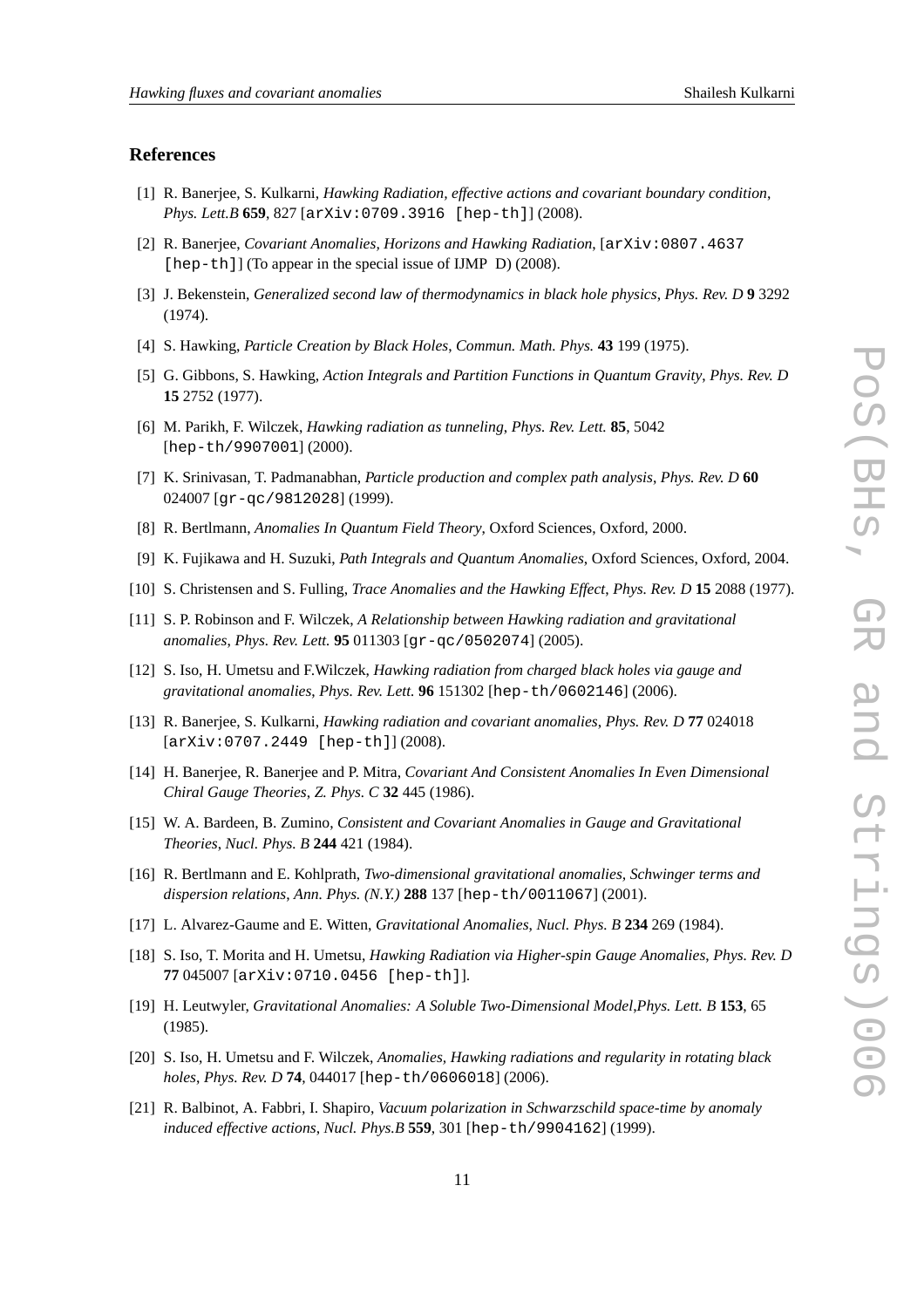## References

[1] R. Banerjee, S. Kulkarni, *Hawking Radiation, effective actions and covariant boundary condition*, *Phys. Lett.B* **659**, 827 [arXiv:0709.3916 [hep-th]] (2008).

[2] R. Banerjee, *Covariant Anomalies, Horizons and Hawking Radiation*, [arXiv:0807.4637 [hep-th]] (To appear in the special issue of IJMP D) (2008).

[3] J. Bekenstein, *Generalized second law of thermodynamics in black hole physics*, *Phys. Rev. D* **9** 3292 (1974).

[4] S. Hawking, *Particle Creation by Black Holes*, *Commun. Math. Phys.* **43** 199 (1975).

[5] G. Gibbons, S. Hawking, *Action Integrals and Partition Functions in Quantum Gravity*, *Phys. Rev. D* **15** 2752 (1977).

[6] M. Parikh, F. Wilczek, *Hawking radiation as tunneling*, *Phys. Rev. Lett.* **85**, 5042 [hep-th/9907001] (2000).

[7] K. Srinivasan, T. Padmanabhan, *Particle production and complex path analysis*, *Phys. Rev. D* **60** 024007 [gr-qc/9812028] (1999).

[8] R. Bertlmann, *Anomalies In Quantum Field Theory*, Oxford Sciences, Oxford, 2000.

[9] K. Fujikawa and H. Suzuki, *Path Integrals and Quantum Anomalies*, Oxford Sciences, Oxford, 2004.

[10] S. Christensen and S. Fulling, *Trace Anomalies and the Hawking Effect*, *Phys. Rev. D* **15** 2088 (1977).

[11] S. P. Robinson and F. Wilczek, *A Relationship between Hawking radiation and gravitational anomalies*, *Phys. Rev. Lett.* **95** 011303 [gr-qc/0502074] (2005).

[12] S. Iso, H. Umetsu and F.Wilczek, *Hawking radiation from charged black holes via gauge and gravitational anomalies*, *Phys. Rev. Lett.* **96** 151302 [hep-th/0602146] (2006).

[13] R. Banerjee, S. Kulkarni, *Hawking radiation and covariant anomalies*, *Phys. Rev. D* **77** 024018 [arXiv:0707.2449 [hep-th]] (2008).

[14] H. Banerjee, R. Banerjee and P. Mitra, *Covariant And Consistent Anomalies In Even Dimensional Chiral Gauge Theories*, *Z. Phys. C* **32** 445 (1986).

[15] W. A. Bardeen, B. Zumino, *Consistent and Covariant Anomalies in Gauge and Gravitational Theories*, *Nucl. Phys. B* **244** 421 (1984).

[16] R. Bertlmann and E. Kohlprath, *Two-dimensional gravitational anomalies, Schwinger terms and dispersion relations*, *Ann. Phys. (N.Y.)* **288** 137 [hep-th/0011067] (2001).

[17] L. Alvarez-Gaume and E. Witten, *Gravitational Anomalies*, *Nucl. Phys. B* **234** 269 (1984).

[18] S. Iso, T. Morita and H. Umetsu, *Hawking Radiation via Higher-spin Gauge Anomalies*, *Phys. Rev. D* **77** 045007 [arXiv:0710.0456 [hep-th]].

[19] H. Leutwyler, *Gravitational Anomalies: A Soluble Two-Dimensional Model*,*Phys. Lett. B* **153**, 65 (1985).

[20] S. Iso, H. Umetsu and F. Wilczek, *Anomalies, Hawking radiations and regularity in rotating black holes*, *Phys. Rev. D* **74**, 044017 [hep-th/0606018] (2006).

[21] R. Balbinot, A. Fabbri, I. Shapiro, *Vacuum polarization in Schwarzschild space-time by anomaly induced effective actions*, *Nucl. Phys.B* **559**, 301 [hep-th/9904162] (1999).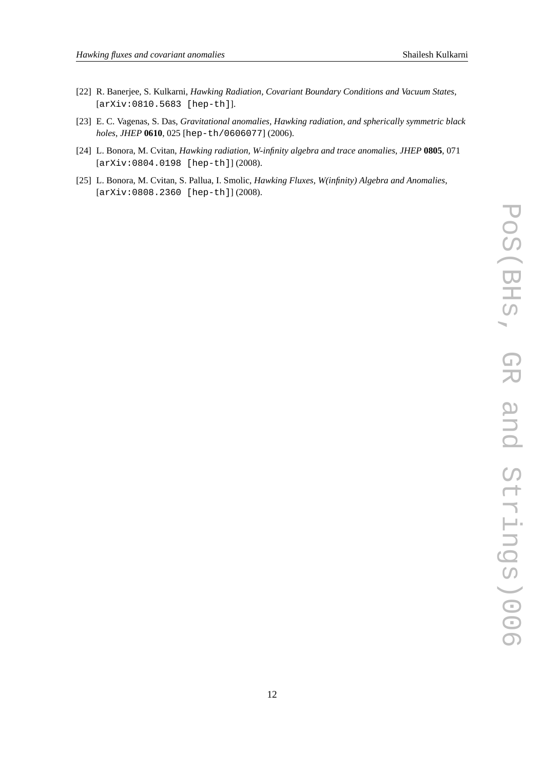[22] R. Banerjee, S. Kulkarni, *Hawking Radiation, Covariant Boundary Conditions and Vacuum States*, [arXiv:0810.5683 [hep-th]].

[23] E. C. Vagenas, S. Das, *Gravitational anomalies, Hawking radiation, and spherically symmetric black holes*, *JHEP* **0610**, 025 [hep-th/0606077] (2006).

[24] L. Bonora, M. Cvitan, *Hawking radiation, W-infinity algebra and trace anomalies*, *JHEP* **0805**, 071 [arXiv:0804.0198 [hep-th]] (2008).

[25] L. Bonora, M. Cvitan, S. Pallua, I. Smolic, *Hawking Fluxes, W(infinity) Algebra and Anomalies*, [arXiv:0808.2360 [hep-th]] (2008).